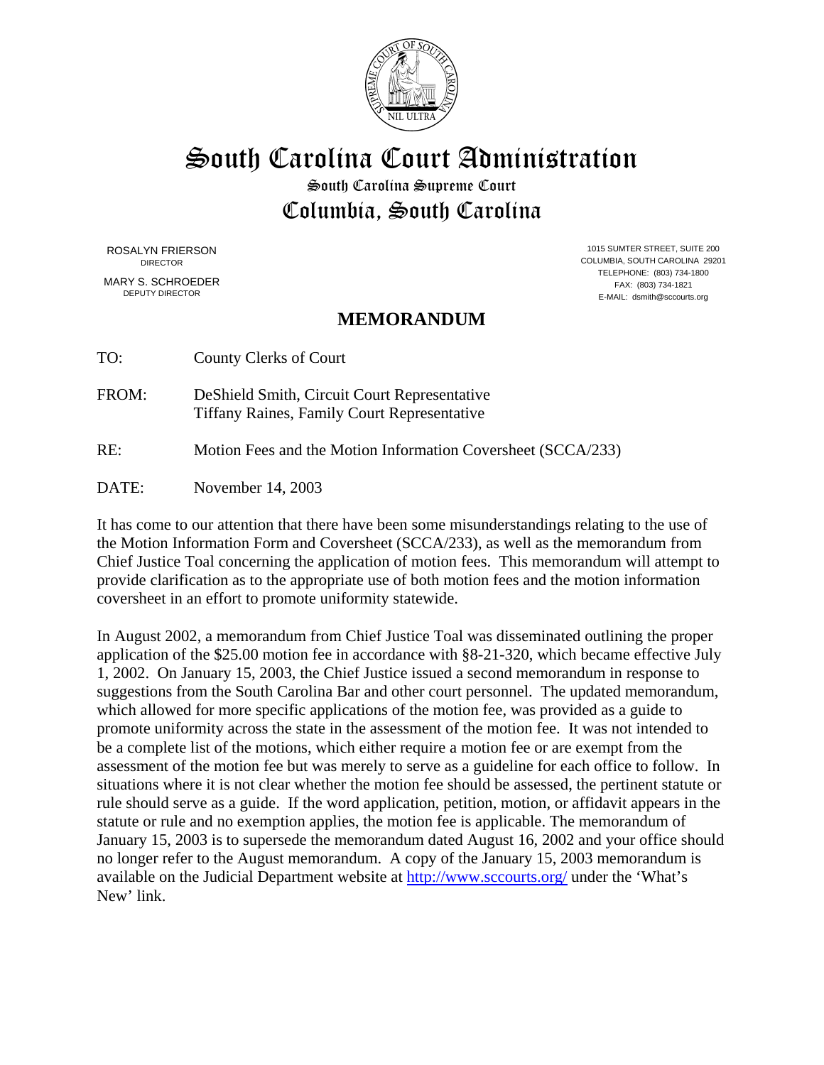# South Carolina Court Administration

## South Carolina Supreme Court

## Columbia, South Carolina

ROSALYN FRIERSON
DIRECTOR

MARY S. SCHROEDER
DEPUTY DIRECTOR

1015 SUMTER STREET, SUITE 200
COLUMBIA, SOUTH CAROLINA 29201
TELEPHONE: (803) 734-1800
FAX: (803) 734-1821
E-MAIL: dsmith@sccourts.org

## MEMORANDUM

TO: County Clerks of Court

FROM: DeShield Smith, Circuit Court Representative
Tiffany Raines, Family Court Representative

RE: Motion Fees and the Motion Information Coversheet (SCCA/233)

DATE: November 14, 2003

It has come to our attention that there have been some misunderstandings relating to the use of the Motion Information Form and Coversheet (SCCA/233), as well as the memorandum from Chief Justice Toal concerning the application of motion fees. This memorandum will attempt to provide clarification as to the appropriate use of both motion fees and the motion information coversheet in an effort to promote uniformity statewide.

In August 2002, a memorandum from Chief Justice Toal was disseminated outlining the proper application of the $25.00 motion fee in accordance with §8-21-320, which became effective July 1, 2002. On January 15, 2003, the Chief Justice issued a second memorandum in response to suggestions from the South Carolina Bar and other court personnel. The updated memorandum, which allowed for more specific applications of the motion fee, was provided as a guide to promote uniformity across the state in the assessment of the motion fee. It was not intended to be a complete list of the motions, which either require a motion fee or are exempt from the assessment of the motion fee but was merely to serve as a guideline for each office to follow. In situations where it is not clear whether the motion fee should be assessed, the pertinent statute or rule should serve as a guide. If the word application, petition, motion, or affidavit appears in the statute or rule and no exemption applies, the motion fee is applicable. The memorandum of January 15, 2003 is to supersede the memorandum dated August 16, 2002 and your office should no longer refer to the August memorandum. A copy of the January 15, 2003 memorandum is available on the Judicial Department website at http://www.sccourts.org/ under the 'What's New' link.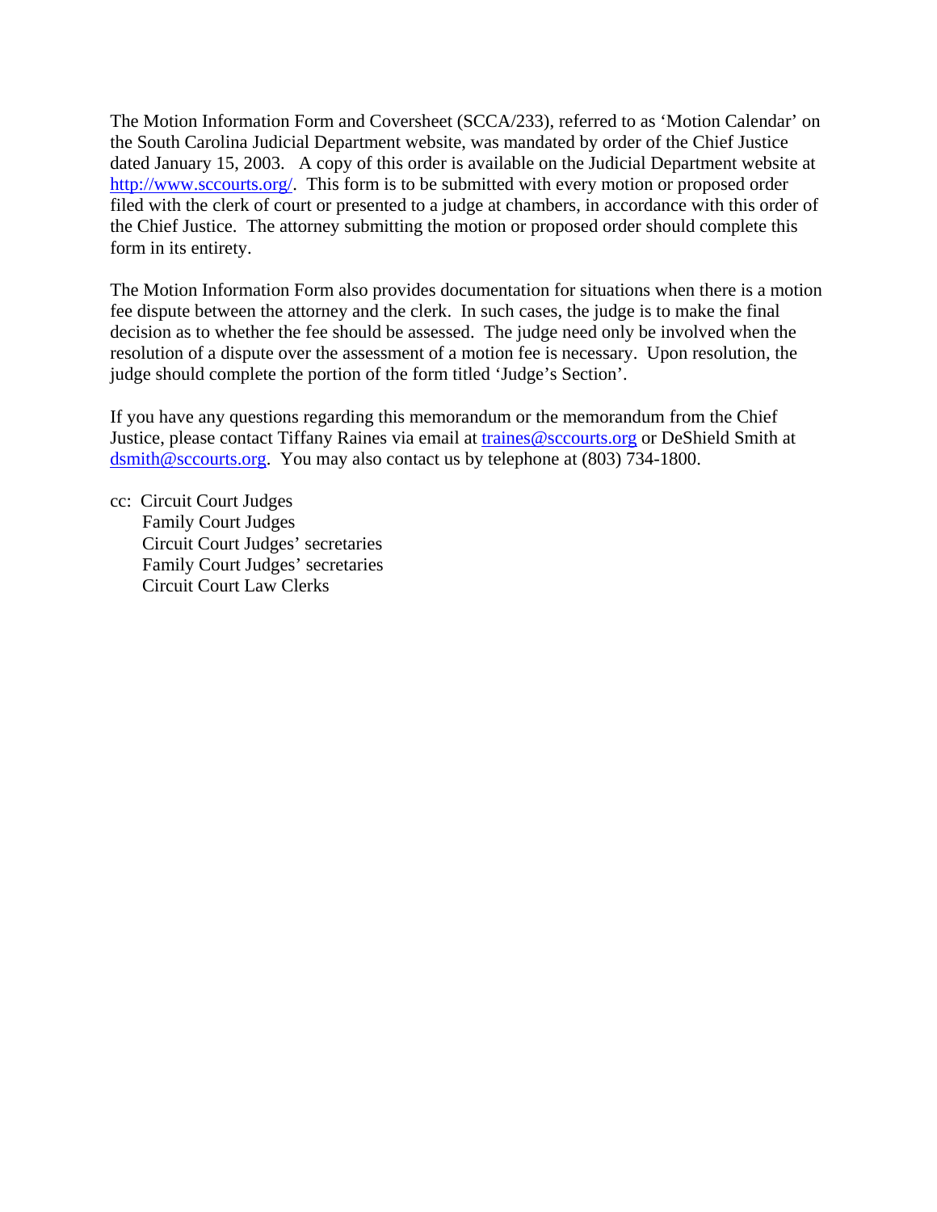The Motion Information Form and Coversheet (SCCA/233), referred to as 'Motion Calendar' on the South Carolina Judicial Department website, was mandated by order of the Chief Justice dated January 15, 2003. A copy of this order is available on the Judicial Department website at http://www.sccourts.org/. This form is to be submitted with every motion or proposed order filed with the clerk of court or presented to a judge at chambers, in accordance with this order of the Chief Justice. The attorney submitting the motion or proposed order should complete this form in its entirety.

The Motion Information Form also provides documentation for situations when there is a motion fee dispute between the attorney and the clerk. In such cases, the judge is to make the final decision as to whether the fee should be assessed. The judge need only be involved when the resolution of a dispute over the assessment of a motion fee is necessary. Upon resolution, the judge should complete the portion of the form titled 'Judge's Section'.

If you have any questions regarding this memorandum or the memorandum from the Chief Justice, please contact Tiffany Raines via email at traines@sccourts.org or DeShield Smith at dsmith@sccourts.org. You may also contact us by telephone at (803) 734-1800.

cc: Circuit Court Judges
Family Court Judges
Circuit Court Judges' secretaries
Family Court Judges' secretaries
Circuit Court Law Clerks